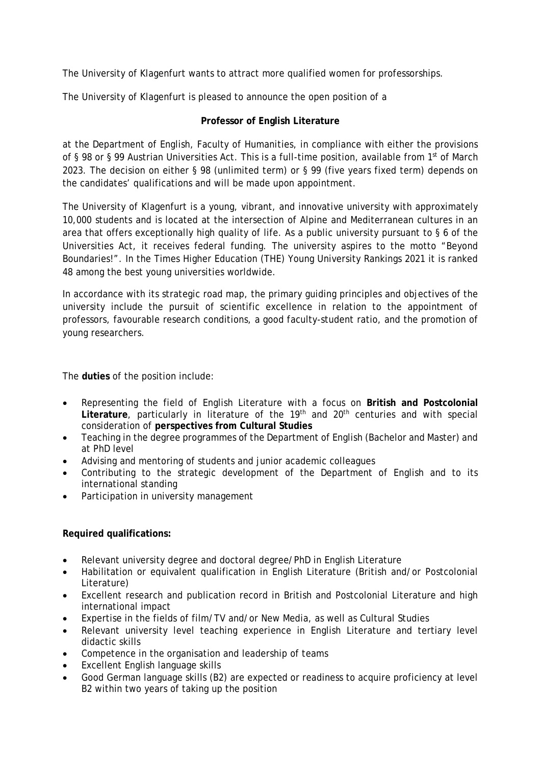The University of Klagenfurt wants to attract more qualified women for professorships.

The University of Klagenfurt is pleased to announce the open position of a

**Professor of English Literature**

at the Department of English, Faculty of Humanities, in compliance with either the provisions of § 98 or § 99 Austrian Universities Act. This is a full-time position, available from 1st of March 2023. The decision on either § 98 (unlimited term) or § 99 (five years fixed term) depends on the candidates' qualifications and will be made upon appointment.

The University of Klagenfurt is a young, vibrant, and innovative university with approximately 10,000 students and is located at the intersection of Alpine and Mediterranean cultures in an area that offers exceptionally high quality of life. As a public university pursuant to § 6 of the Universities Act, it receives federal funding. The university aspires to the motto "Beyond Boundaries!". In the Times Higher Education (THE) Young University Rankings 2021 it is ranked 48 among the best young universities worldwide.

In accordance with its strategic road map, the primary guiding principles and objectives of the university include the pursuit of scientific excellence in relation to the appointment of professors, favourable research conditions, a good faculty-student ratio, and the promotion of young researchers.

The **duties** of the position include:

- Representing the field of English Literature with a focus on **British and Postcolonial Literature**, particularly in literature of the 19th and 20th centuries and with special consideration of **perspectives from Cultural Studies**
- Teaching in the degree programmes of the Department of English (Bachelor and Master) and at PhD level
- Advising and mentoring of students and junior academic colleagues
- Contributing to the strategic development of the Department of English and to its international standing
- Participation in university management

**Required qualifications:**

- Relevant university degree and doctoral degree/PhD in English Literature
- Habilitation or equivalent qualification in English Literature (British and/or Postcolonial Literature)
- Excellent research and publication record in British and Postcolonial Literature and high international impact
- Expertise in the fields of film/TV and/or New Media, as well as Cultural Studies
- Relevant university level teaching experience in English Literature and tertiary level didactic skills
- Competence in the organisation and leadership of teams
- Excellent English language skills
- Good German language skills (B2) are expected or readiness to acquire proficiency at level B2 within two years of taking up the position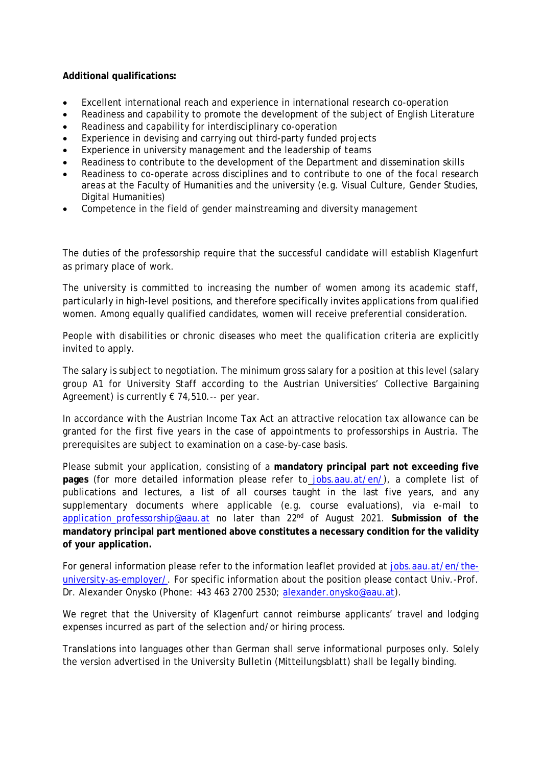**Additional qualifications:**

- Excellent international reach and experience in international research co-operation
- Readiness and capability to promote the development of the subject of English Literature
- Readiness and capability for interdisciplinary co-operation
- Experience in devising and carrying out third-party funded projects
- Experience in university management and the leadership of teams
- Readiness to contribute to the development of the Department and dissemination skills
- Readiness to co-operate across disciplines and to contribute to one of the focal research areas at the Faculty of Humanities and the university (e.g. Visual Culture, Gender Studies, Digital Humanities)
- Competence in the field of gender mainstreaming and diversity management

The duties of the professorship require that the successful candidate will establish Klagenfurt as primary place of work.

The university is committed to increasing the number of women among its academic staff, particularly in high-level positions, and therefore specifically invites applications from qualified women. Among equally qualified candidates, women will receive preferential consideration.

People with disabilities or chronic diseases who meet the qualification criteria are explicitly invited to apply.

The salary is subject to negotiation. The minimum gross salary for a position at this level (salary group A1 for University Staff according to the Austrian Universities' Collective Bargaining Agreement) is currently € 74,510.-- per year.

In accordance with the Austrian Income Tax Act an attractive relocation tax allowance can be granted for the first five years in the case of appointments to professorships in Austria. The prerequisites are subject to examination on a case-by-case basis.

Please submit your application, consisting of a **mandatory principal part not exceeding five pages** (for more detailed information please refer to jobs.aau.at/en/), a complete list of publications and lectures, a list of all courses taught in the last five years, and any supplementary documents where applicable (e.g. course evaluations), via e-mail to application_professorship@aau.at no later than 22nd of August 2021. **Submission of the mandatory principal part mentioned above constitutes a necessary condition for the validity of your application.**

For general information please refer to the information leaflet provided at jobs.aau.at/en/the-university-as-employer/. For specific information about the position please contact Univ.-Prof. Dr. Alexander Onysko (Phone: +43 463 2700 2530; alexander.onysko@aau.at).

We regret that the University of Klagenfurt cannot reimburse applicants' travel and lodging expenses incurred as part of the selection and/or hiring process.

Translations into languages other than German shall serve informational purposes only. Solely the version advertised in the University Bulletin (Mitteilungsblatt) shall be legally binding.